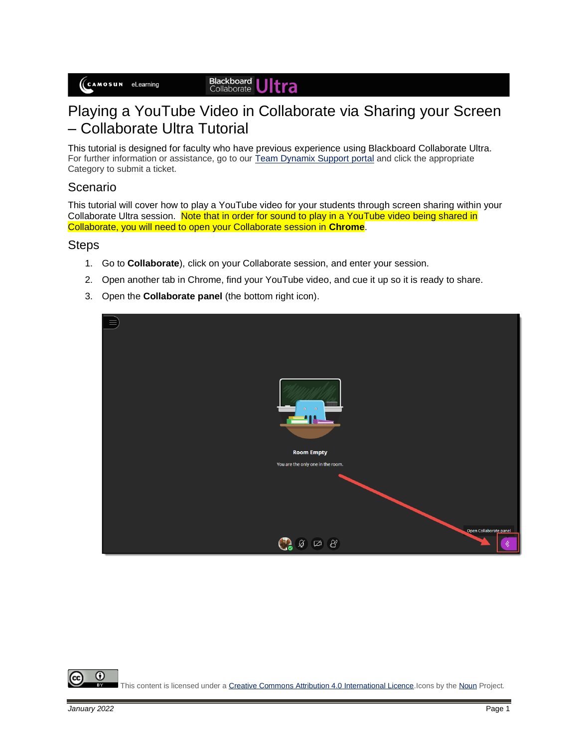# Playing a YouTube Video in Collaborate via Sharing your Screen – Collaborate Ultra Tutorial

This tutorial is designed for faculty who have previous experience using Blackboard Collaborate Ultra. For further information or assistance, go to our [Team Dynamix Support portal](#) and click the appropriate Category to submit a ticket.

## Scenario

This tutorial will cover how to play a YouTube video for your students through screen sharing within your Collaborate Ultra session. Note that in order for sound to play in a YouTube video being shared in Collaborate, you will need to open your Collaborate session in **Chrome**.

## Steps

1. Go to **Collaborate**), click on your Collaborate session, and enter your session.
2. Open another tab in Chrome, find your YouTube video, and cue it up so it is ready to share.
3. Open the **Collaborate panel** (the bottom right icon).

This content is licensed under a [Creative Commons Attribution 4.0 International Licence](#). Icons by the [Noun](#) Project.

*January 2022*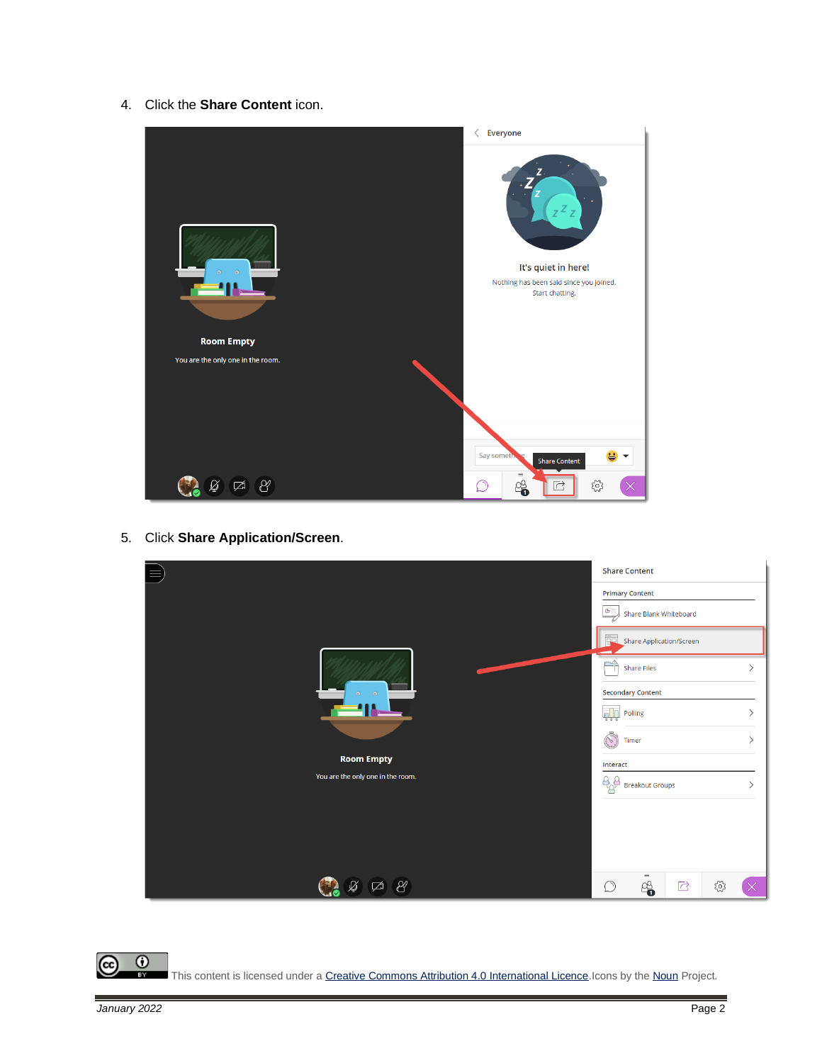4. Click the **Share Content** icon.

5. Click **Share Application/Screen**.

This content is licensed under a Creative Commons Attribution 4.0 International Licence. Icons by the Noun Project.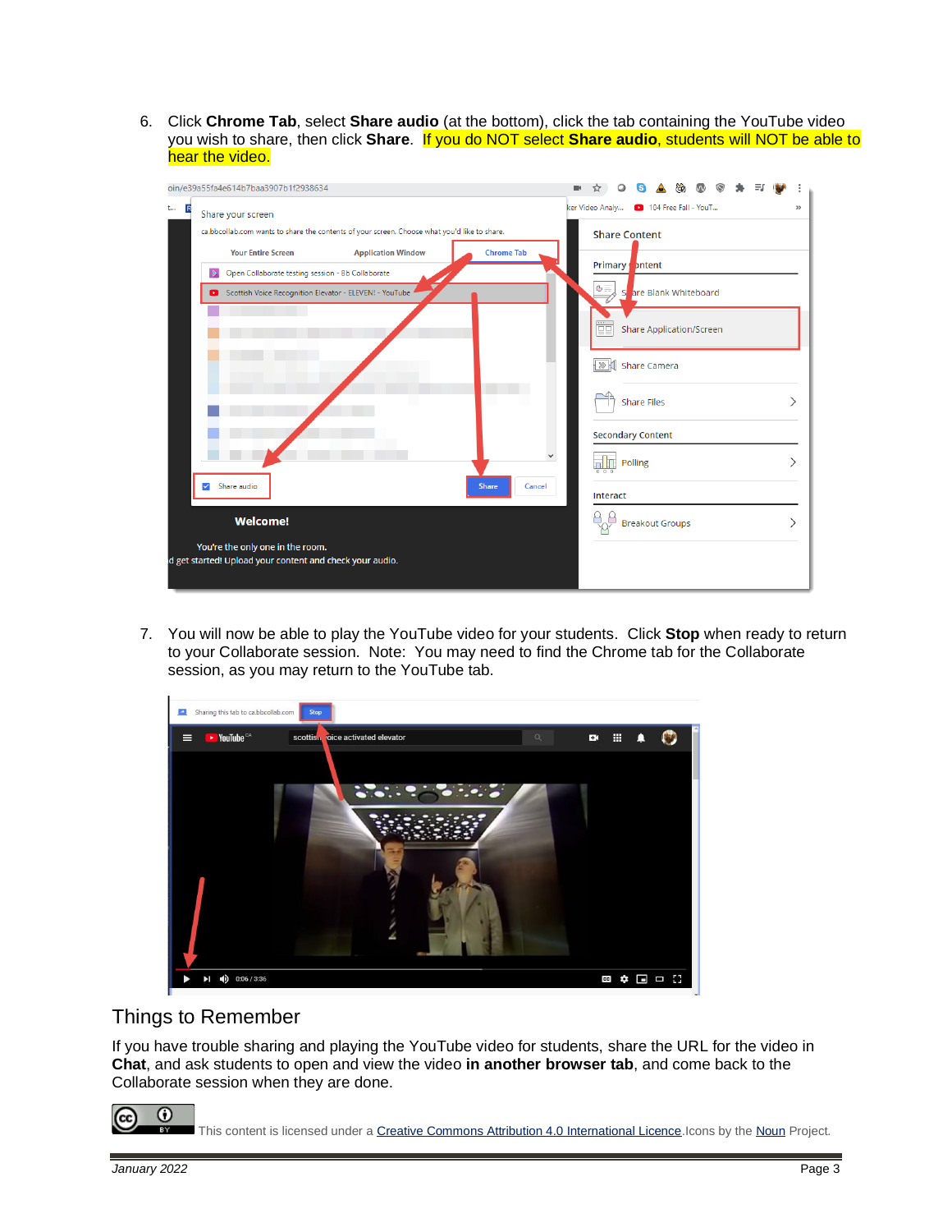6. Click **Chrome Tab**, select **Share audio** (at the bottom), click the tab containing the YouTube video you wish to share, then click **Share**. If you do NOT select **Share audio**, students will NOT be able to hear the video.

7. You will now be able to play the YouTube video for your students. Click **Stop** when ready to return to your Collaborate session. Note: You may need to find the Chrome tab for the Collaborate session, as you may return to the YouTube tab.

## Things to Remember

If you have trouble sharing and playing the YouTube video for students, share the URL for the video in **Chat**, and ask students to open and view the video **in another browser tab**, and come back to the Collaborate session when they are done.

This content is licensed under a Creative Commons Attribution 4.0 International Licence. Icons by the Noun Project.

*January 2022*